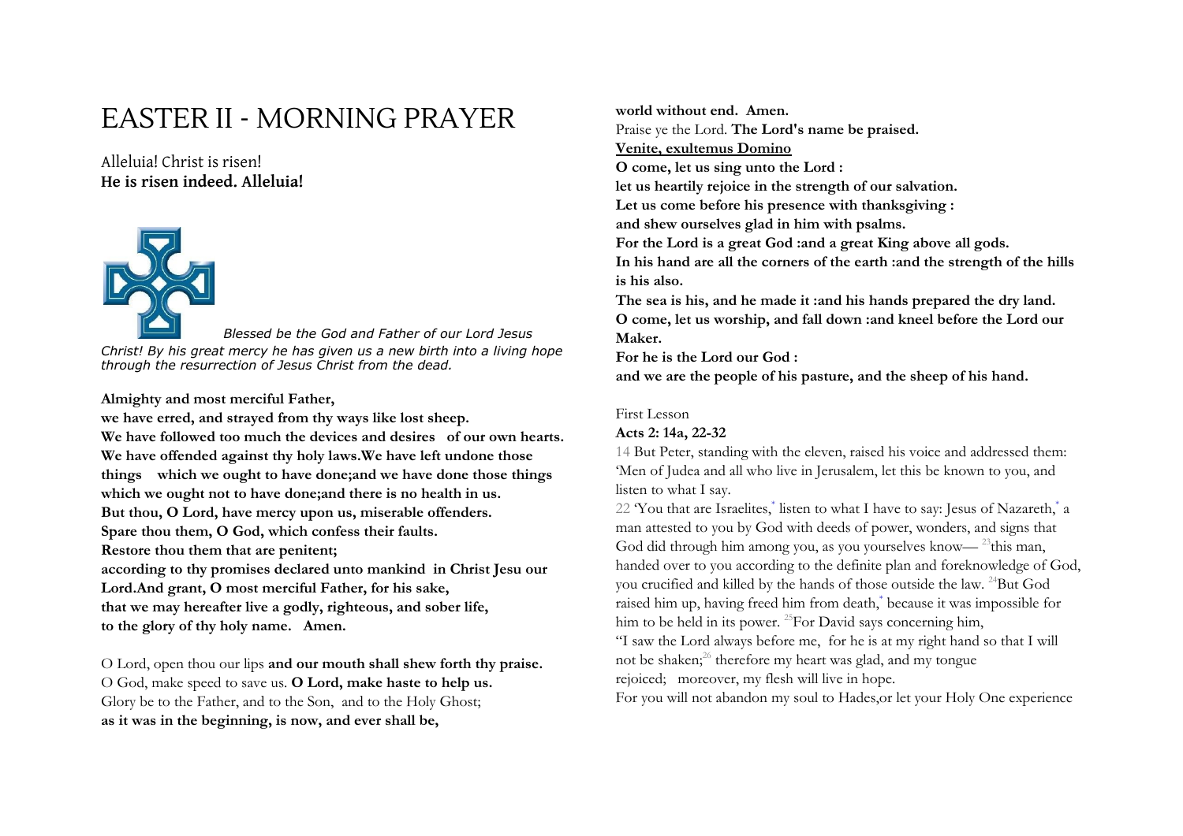# EASTER II - MORNING PRAYER

Alleluia! Christ is risen!
**He is risen indeed. Alleluia!**

*Blessed be the God and Father of our Lord Jesus Christ! By his great mercy he has given us a new birth into a living hope through the resurrection of Jesus Christ from the dead.*

**Almighty and most merciful Father,**
**we have erred, and strayed from thy ways like lost sheep.**
**We have followed too much the devices and desires of our own hearts.**
**We have offended against thy holy laws.We have left undone those things which we ought to have done;and we have done those things which we ought not to have done;and there is no health in us.**
**But thou, O Lord, have mercy upon us, miserable offenders.**
**Spare thou them, O God, which confess their faults.**
**Restore thou them that are penitent;**
**according to thy promises declared unto mankind in Christ Jesu our Lord.And grant, O most merciful Father, for his sake,**
**that we may hereafter live a godly, righteous, and sober life,**
**to the glory of thy holy name. Amen.**

O Lord, open thou our lips **and our mouth shall shew forth thy praise.**
O God, make speed to save us. **O Lord, make haste to help us.**
Glory be to the Father, and to the Son, and to the Holy Ghost;
**as it was in the beginning, is now, and ever shall be,**
**world without end. Amen.**
Praise ye the Lord. **The Lord's name be praised.**

**Venite, exultemus Domino**

**O come, let us sing unto the Lord :**
**let us heartily rejoice in the strength of our salvation.**
**Let us come before his presence with thanksgiving :**
**and shew ourselves glad in him with psalms.**
**For the Lord is a great God :and a great King above all gods.**
**In his hand are all the corners of the earth :and the strength of the hills is his also.**
**The sea is his, and he made it :and his hands prepared the dry land.**
**O come, let us worship, and fall down :and kneel before the Lord our Maker.**
**For he is the Lord our God :**
**and we are the people of his pasture, and the sheep of his hand.**

First Lesson

**Acts 2: 14a, 22-32**

14 But Peter, standing with the eleven, raised his voice and addressed them: 'Men of Judea and all who live in Jerusalem, let this be known to you, and listen to what I say.

22 'You that are Israelites,* listen to what I have to say: Jesus of Nazareth,* a man attested to you by God with deeds of power, wonders, and signs that God did through him among you, as you yourselves know— 23 this man, handed over to you according to the definite plan and foreknowledge of God, you crucified and killed by the hands of those outside the law. 24 But God raised him up, having freed him from death,* because it was impossible for him to be held in its power. 25 For David says concerning him,

"I saw the Lord always before me, for he is at my right hand so that I will not be shaken; 26 therefore my heart was glad, and my tongue rejoiced; moreover, my flesh will live in hope.

For you will not abandon my soul to Hades,or let your Holy One experience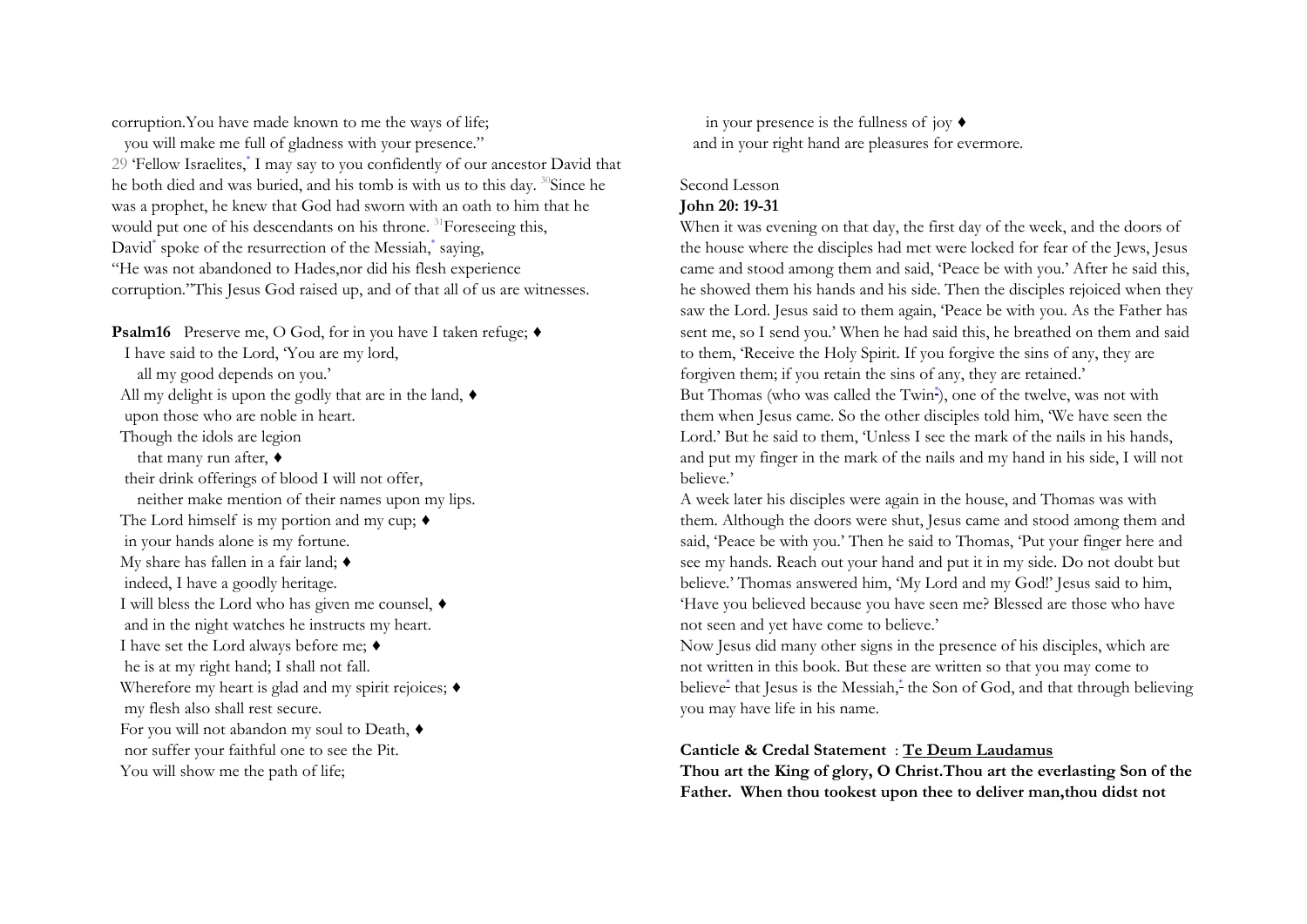corruption.You have made known to me the ways of life;
you will make me full of gladness with your presence."

29 'Fellow Israelites,* I may say to you confidently of our ancestor David that he both died and was buried, and his tomb is with us to this day. 30Since he was a prophet, he knew that God had sworn with an oath to him that he would put one of his descendants on his throne. 31Foreseeing this, David* spoke of the resurrection of the Messiah,* saying, "He was not abandoned to Hades,nor did his flesh experience corruption."This Jesus God raised up, and of that all of us are witnesses.

**Psalm16** Preserve me, O God, for in you have I taken refuge; ♦
I have said to the Lord, 'You are my lord,
all my good depends on you.'
All my delight is upon the godly that are in the land, ♦
upon those who are noble in heart.
Though the idols are legion
that many run after, ♦
their drink offerings of blood I will not offer,
neither make mention of their names upon my lips.
The Lord himself is my portion and my cup; ♦
in your hands alone is my fortune.
My share has fallen in a fair land; ♦
indeed, I have a goodly heritage.
I will bless the Lord who has given me counsel, ♦
and in the night watches he instructs my heart.
I have set the Lord always before me; ♦
he is at my right hand; I shall not fall.
Wherefore my heart is glad and my spirit rejoices; ♦
my flesh also shall rest secure.
For you will not abandon my soul to Death, ♦
nor suffer your faithful one to see the Pit.
You will show me the path of life;
in your presence is the fullness of joy ♦
and in your right hand are pleasures for evermore.

Second Lesson
**John 20: 19-31**

When it was evening on that day, the first day of the week, and the doors of the house where the disciples had met were locked for fear of the Jews, Jesus came and stood among them and said, 'Peace be with you.' After he said this, he showed them his hands and his side. Then the disciples rejoiced when they saw the Lord. Jesus said to them again, 'Peace be with you. As the Father has sent me, so I send you.' When he had said this, he breathed on them and said to them, 'Receive the Holy Spirit. If you forgive the sins of any, they are forgiven them; if you retain the sins of any, they are retained.'
But Thomas (who was called the Twin*), one of the twelve, was not with them when Jesus came. So the other disciples told him, 'We have seen the Lord.' But he said to them, 'Unless I see the mark of the nails in his hands, and put my finger in the mark of the nails and my hand in his side, I will not believe.'
A week later his disciples were again in the house, and Thomas was with them. Although the doors were shut, Jesus came and stood among them and said, 'Peace be with you.' Then he said to Thomas, 'Put your finger here and see my hands. Reach out your hand and put it in my side. Do not doubt but believe.' Thomas answered him, 'My Lord and my God!' Jesus said to him, 'Have you believed because you have seen me? Blessed are those who have not seen and yet have come to believe.'
Now Jesus did many other signs in the presence of his disciples, which are not written in this book. But these are written so that you may come to believe* that Jesus is the Messiah,* the Son of God, and that through believing you may have life in his name.

**Canticle & Credal Statement** : **Te Deum Laudamus**

**Thou art the King of glory, O Christ.Thou art the everlasting Son of the Father. When thou tookest upon thee to deliver man,thou didst not**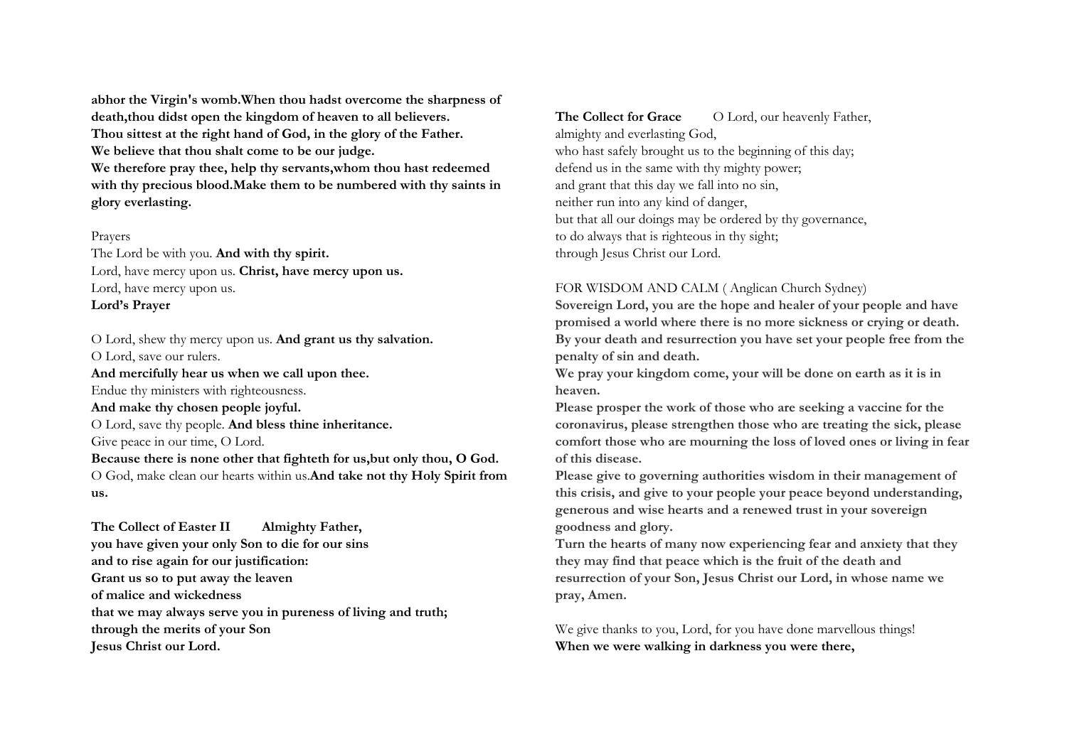**abhor the Virgin's womb.When thou hadst overcome the sharpness of death,thou didst open the kingdom of heaven to all believers.**
**Thou sittest at the right hand of God, in the glory of the Father.**
**We believe that thou shalt come to be our judge.**
**We therefore pray thee, help thy servants,whom thou hast redeemed with thy precious blood.Make them to be numbered with thy saints in glory everlasting.**

Prayers
The Lord be with you. **And with thy spirit.**
Lord, have mercy upon us. **Christ, have mercy upon us.**
Lord, have mercy upon us.
**Lord's Prayer**

O Lord, shew thy mercy upon us. **And grant us thy salvation.**
O Lord, save our rulers.
**And mercifully hear us when we call upon thee.**
Endue thy ministers with righteousness.
**And make thy chosen people joyful.**
O Lord, save thy people. **And bless thine inheritance.**
Give peace in our time, O Lord.
**Because there is none other that fighteth for us,but only thou, O God.**
O God, make clean our hearts within us.**And take not thy Holy Spirit from us.**

**The Collect of Easter II** **Almighty Father,**
**you have given your only Son to die for our sins**
**and to rise again for our justification:**
**Grant us so to put away the leaven**
**of malice and wickedness**
**that we may always serve you in pureness of living and truth;**
**through the merits of your Son**
**Jesus Christ our Lord.**

**The Collect for Grace** O Lord, our heavenly Father,
almighty and everlasting God,
who hast safely brought us to the beginning of this day;
defend us in the same with thy mighty power;
and grant that this day we fall into no sin,
neither run into any kind of danger,
but that all our doings may be ordered by thy governance,
to do always that is righteous in thy sight;
through Jesus Christ our Lord.

FOR WISDOM AND CALM ( Anglican Church Sydney)
**Sovereign Lord, you are the hope and healer of your people and have promised a world where there is no more sickness or crying or death. By your death and resurrection you have set your people free from the penalty of sin and death.**
**We pray your kingdom come, your will be done on earth as it is in heaven.**
**Please prosper the work of those who are seeking a vaccine for the coronavirus, please strengthen those who are treating the sick, please comfort those who are mourning the loss of loved ones or living in fear of this disease.**
**Please give to governing authorities wisdom in their management of this crisis, and give to your people your peace beyond understanding, generous and wise hearts and a renewed trust in your sovereign goodness and glory.**
**Turn the hearts of many now experiencing fear and anxiety that they they may find that peace which is the fruit of the death and resurrection of your Son, Jesus Christ our Lord, in whose name we pray, Amen.**

We give thanks to you, Lord, for you have done marvellous things!
**When we were walking in darkness you were there,**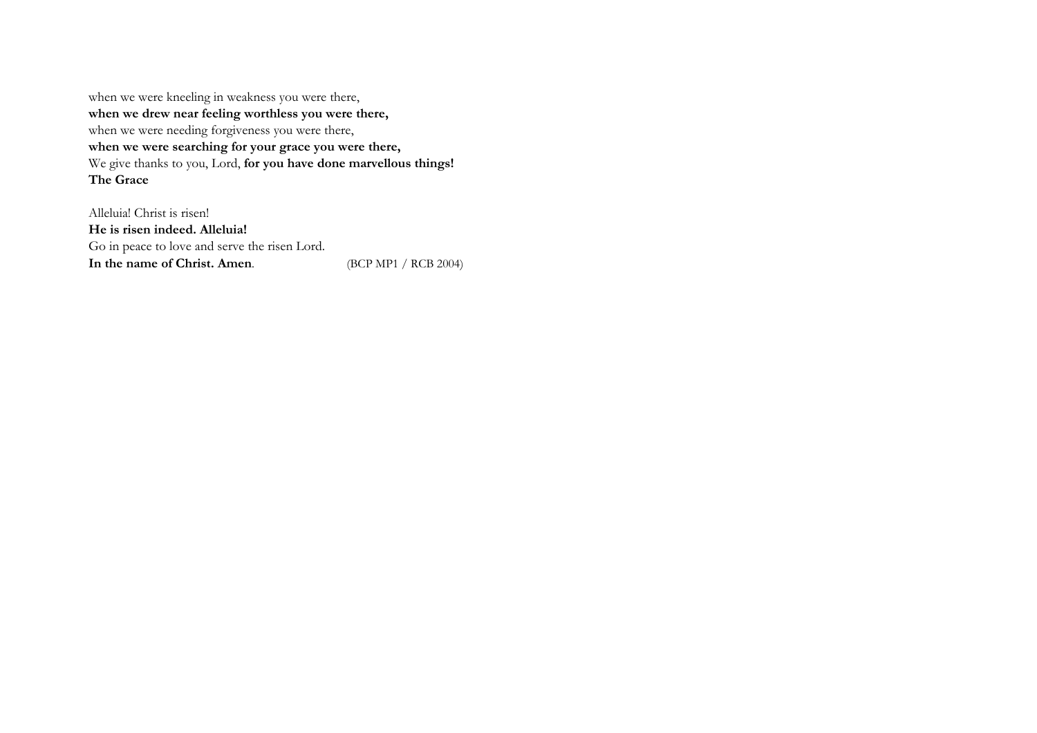when we were kneeling in weakness you were there,
**when we drew near feeling worthless you were there,**
when we were needing forgiveness you were there,
**when we were searching for your grace you were there,**
We give thanks to you, Lord, **for you have done marvellous things!**
**The Grace**

Alleluia! Christ is risen!
**He is risen indeed. Alleluia!**
Go in peace to love and serve the risen Lord.
**In the name of Christ. Amen**. (BCP MP1 / RCB 2004)